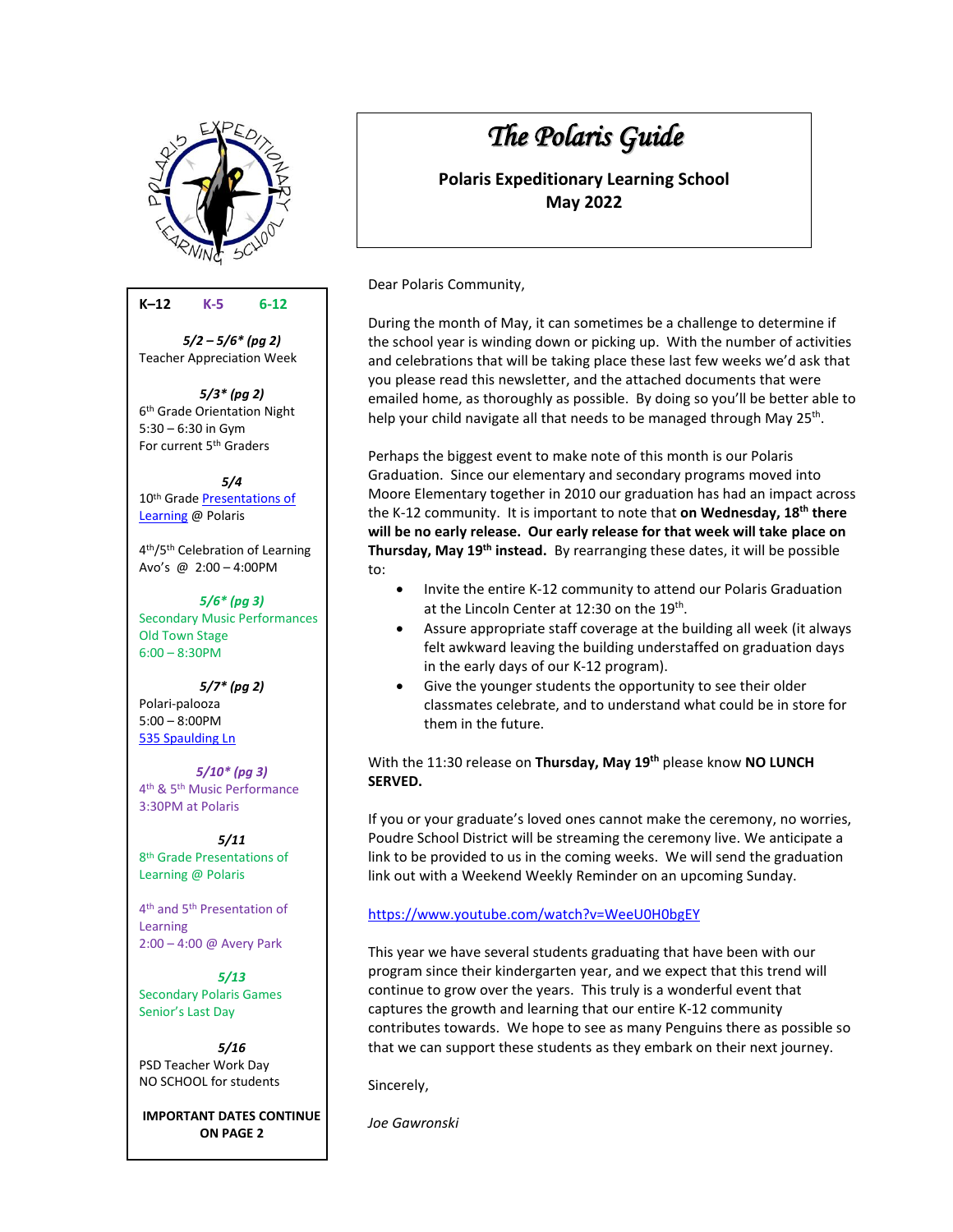# The Polaris Guide

**Polaris Expeditionary Learning School**
**May 2022**

**K–12 K-5 6-12**

***5/2 – 5/6\* (pg 2)***
Teacher Appreciation Week

***5/3\* (pg 2)***
6th Grade Orientation Night
5:30 – 6:30 in Gym
For current 5th Graders

***5/4***
10th Grade Presentations of Learning @ Polaris

4th/5th Celebration of Learning
Avo's @ 2:00 – 4:00PM

***5/6\* (pg 3)***
Secondary Music Performances
Old Town Stage
6:00 – 8:30PM

***5/7\* (pg 2)***
Polari-palooza
5:00 – 8:00PM
535 Spaulding Ln

***5/10\* (pg 3)***
4th & 5th Music Performance
3:30PM at Polaris

***5/11***
8th Grade Presentations of Learning @ Polaris

4th and 5th Presentation of Learning
2:00 – 4:00 @ Avery Park

***5/13***
Secondary Polaris Games
Senior's Last Day

***5/16***
PSD Teacher Work Day
NO SCHOOL for students

**IMPORTANT DATES CONTINUE ON PAGE 2**

Dear Polaris Community,

During the month of May, it can sometimes be a challenge to determine if the school year is winding down or picking up. With the number of activities and celebrations that will be taking place these last few weeks we'd ask that you please read this newsletter, and the attached documents that were emailed home, as thoroughly as possible. By doing so you'll be better able to help your child navigate all that needs to be managed through May 25th.

Perhaps the biggest event to make note of this month is our Polaris Graduation. Since our elementary and secondary programs moved into Moore Elementary together in 2010 our graduation has had an impact across the K-12 community. It is important to note that **on Wednesday, 18th there will be no early release. Our early release for that week will take place on Thursday, May 19th instead.** By rearranging these dates, it will be possible to:

- Invite the entire K-12 community to attend our Polaris Graduation at the Lincoln Center at 12:30 on the 19th.
- Assure appropriate staff coverage at the building all week (it always felt awkward leaving the building understaffed on graduation days in the early days of our K-12 program).
- Give the younger students the opportunity to see their older classmates celebrate, and to understand what could be in store for them in the future.

With the 11:30 release on **Thursday, May 19th** please know **NO LUNCH SERVED.**

If you or your graduate's loved ones cannot make the ceremony, no worries, Poudre School District will be streaming the ceremony live. We anticipate a link to be provided to us in the coming weeks. We will send the graduation link out with a Weekend Weekly Reminder on an upcoming Sunday.

https://www.youtube.com/watch?v=WeeU0H0bgEY

This year we have several students graduating that have been with our program since their kindergarten year, and we expect that this trend will continue to grow over the years. This truly is a wonderful event that captures the growth and learning that our entire K-12 community contributes towards. We hope to see as many Penguins there as possible so that we can support these students as they embark on their next journey.

Sincerely,

*Joe Gawronski*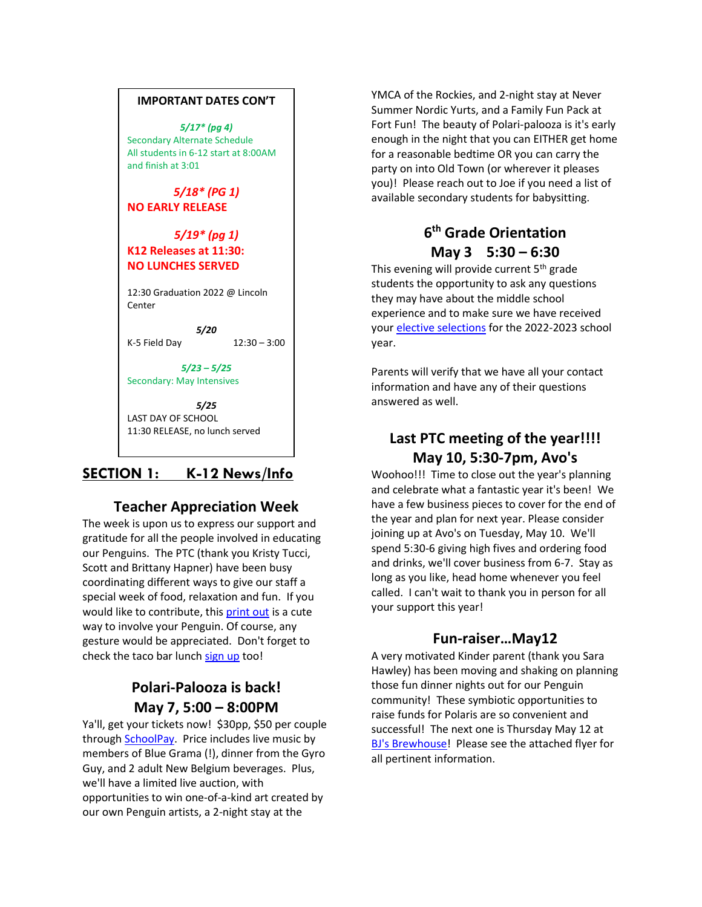**IMPORTANT DATES CON'T**

***5/17\* (pg 4)***
Secondary Alternate Schedule
All students in 6-12 start at 8:00AM and finish at 3:01

***5/18\* (PG 1)***
**NO EARLY RELEASE**

***5/19\* (pg 1)***
**K12 Releases at 11:30: NO LUNCHES SERVED**

12:30 Graduation 2022 @ Lincoln Center

***5/20***
K-5 Field Day 12:30 – 3:00

***5/23 – 5/25***
Secondary: May Intensives

***5/25***
LAST DAY OF SCHOOL
11:30 RELEASE, no lunch served

## SECTION 1: K-12 News/Info

### Teacher Appreciation Week

The week is upon us to express our support and gratitude for all the people involved in educating our Penguins. The PTC (thank you Kristy Tucci, Scott and Brittany Hapner) have been busy coordinating different ways to give our staff a special week of food, relaxation and fun. If you would like to contribute, this print out is a cute way to involve your Penguin. Of course, any gesture would be appreciated. Don't forget to check the taco bar lunch sign up too!

### Polari-Palooza is back! May 7, 5:00 – 8:00PM

Ya'll, get your tickets now! $30pp, $50 per couple through SchoolPay. Price includes live music by members of Blue Grama (!), dinner from the Gyro Guy, and 2 adult New Belgium beverages. Plus, we'll have a limited live auction, with opportunities to win one-of-a-kind art created by our own Penguin artists, a 2-night stay at the YMCA of the Rockies, and 2-night stay at Never Summer Nordic Yurts, and a Family Fun Pack at Fort Fun! The beauty of Polari-palooza is it's early enough in the night that you can EITHER get home for a reasonable bedtime OR you can carry the party on into Old Town (or wherever it pleases you)! Please reach out to Joe if you need a list of available secondary students for babysitting.

### 6th Grade Orientation May 3 5:30 – 6:30

This evening will provide current 5th grade students the opportunity to ask any questions they may have about the middle school experience and to make sure we have received your elective selections for the 2022-2023 school year.

Parents will verify that we have all your contact information and have any of their questions answered as well.

### Last PTC meeting of the year!!!! May 10, 5:30-7pm, Avo's

Woohoo!!! Time to close out the year's planning and celebrate what a fantastic year it's been! We have a few business pieces to cover for the end of the year and plan for next year. Please consider joining up at Avo's on Tuesday, May 10. We'll spend 5:30-6 giving high fives and ordering food and drinks, we'll cover business from 6-7. Stay as long as you like, head home whenever you feel called. I can't wait to thank you in person for all your support this year!

### Fun-raiser…May12

A very motivated Kinder parent (thank you Sara Hawley) has been moving and shaking on planning those fun dinner nights out for our Penguin community! These symbiotic opportunities to raise funds for Polaris are so convenient and successful! The next one is Thursday May 12 at BJ's Brewhouse! Please see the attached flyer for all pertinent information.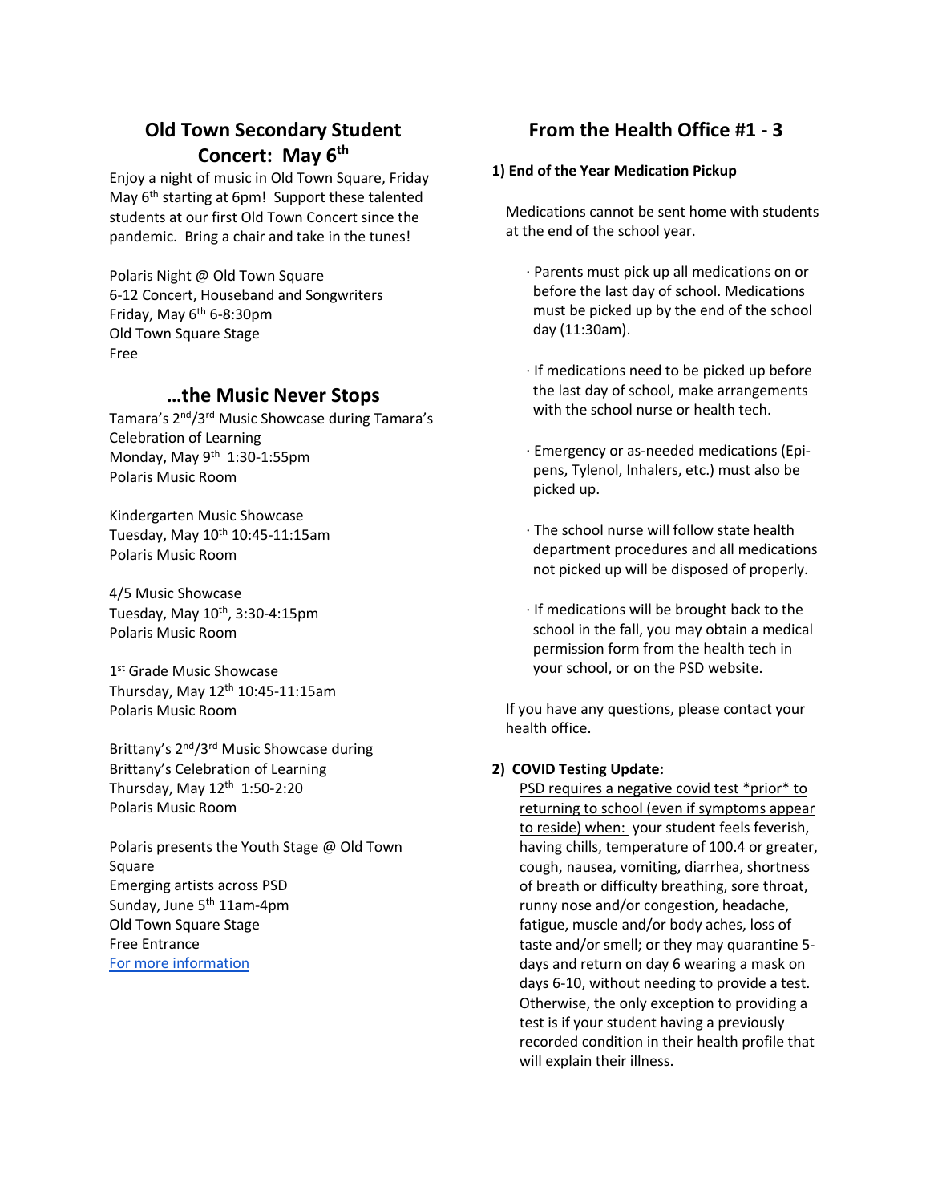## Old Town Secondary Student Concert: May 6th

Enjoy a night of music in Old Town Square, Friday May 6th starting at 6pm! Support these talented students at our first Old Town Concert since the pandemic. Bring a chair and take in the tunes!

Polaris Night @ Old Town Square
6-12 Concert, Houseband and Songwriters
Friday, May 6th 6-8:30pm
Old Town Square Stage
Free

## …the Music Never Stops

Tamara's 2nd/3rd Music Showcase during Tamara's Celebration of Learning
Monday, May 9th 1:30-1:55pm
Polaris Music Room

Kindergarten Music Showcase
Tuesday, May 10th 10:45-11:15am
Polaris Music Room

4/5 Music Showcase
Tuesday, May 10th, 3:30-4:15pm
Polaris Music Room

1st Grade Music Showcase
Thursday, May 12th 10:45-11:15am
Polaris Music Room

Brittany's 2nd/3rd Music Showcase during Brittany's Celebration of Learning
Thursday, May 12th 1:50-2:20
Polaris Music Room

Polaris presents the Youth Stage @ Old Town Square
Emerging artists across PSD
Sunday, June 5th 11am-4pm
Old Town Square Stage
Free Entrance
For more information

## From the Health Office #1 - 3

**1) End of the Year Medication Pickup**

Medications cannot be sent home with students at the end of the school year.

- Parents must pick up all medications on or before the last day of school. Medications must be picked up by the end of the school day (11:30am).
- If medications need to be picked up before the last day of school, make arrangements with the school nurse or health tech.
- Emergency or as-needed medications (Epi-pens, Tylenol, Inhalers, etc.) must also be picked up.
- The school nurse will follow state health department procedures and all medications not picked up will be disposed of properly.
- If medications will be brought back to the school in the fall, you may obtain a medical permission form from the health tech in your school, or on the PSD website.

If you have any questions, please contact your health office.

**2) COVID Testing Update:**

PSD requires a negative covid test *prior* to returning to school (even if symptoms appear to reside) when: your student feels feverish, having chills, temperature of 100.4 or greater, cough, nausea, vomiting, diarrhea, shortness of breath or difficulty breathing, sore throat, runny nose and/or congestion, headache, fatigue, muscle and/or body aches, loss of taste and/or smell; or they may quarantine 5-days and return on day 6 wearing a mask on days 6-10, without needing to provide a test. Otherwise, the only exception to providing a test is if your student having a previously recorded condition in their health profile that will explain their illness.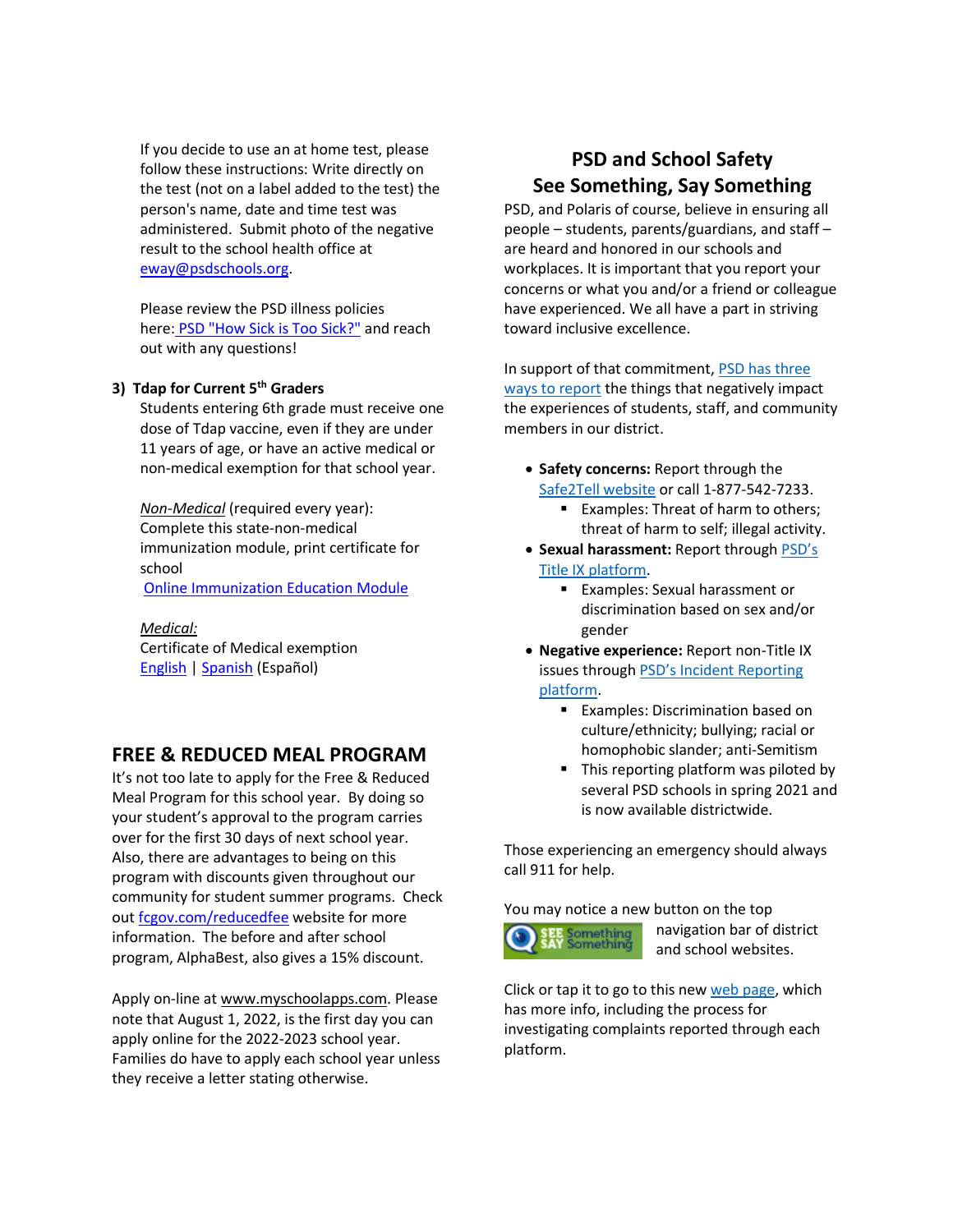If you decide to use an at home test, please follow these instructions: Write directly on the test (not on a label added to the test) the person's name, date and time test was administered. Submit photo of the negative result to the school health office at eway@psdschools.org.

Please review the PSD illness policies here: PSD "How Sick is Too Sick?" and reach out with any questions!

**3) Tdap for Current 5th Graders**

Students entering 6th grade must receive one dose of Tdap vaccine, even if they are under 11 years of age, or have an active medical or non-medical exemption for that school year.

*Non-Medical* (required every year):
Complete this state-non-medical immunization module, print certificate for school
Online Immunization Education Module

*Medical:*
Certificate of Medical exemption
English | Spanish (Español)

## FREE & REDUCED MEAL PROGRAM

It's not too late to apply for the Free & Reduced Meal Program for this school year. By doing so your student's approval to the program carries over for the first 30 days of next school year. Also, there are advantages to being on this program with discounts given throughout our community for student summer programs. Check out fcgov.com/reducedfee website for more information. The before and after school program, AlphaBest, also gives a 15% discount.

Apply on-line at www.myschoolapps.com. Please note that August 1, 2022, is the first day you can apply online for the 2022-2023 school year. Families do have to apply each school year unless they receive a letter stating otherwise.

## PSD and School Safety
## See Something, Say Something

PSD, and Polaris of course, believe in ensuring all people – students, parents/guardians, and staff – are heard and honored in our schools and workplaces. It is important that you report your concerns or what you and/or a friend or colleague have experienced. We all have a part in striving toward inclusive excellence.

In support of that commitment, PSD has three ways to report the things that negatively impact the experiences of students, staff, and community members in our district.

- **Safety concerns:** Report through the Safe2Tell website or call 1-877-542-7233.
  - Examples: Threat of harm to others; threat of harm to self; illegal activity.
- **Sexual harassment:** Report through PSD's Title IX platform.
  - Examples: Sexual harassment or discrimination based on sex and/or gender
- **Negative experience:** Report non-Title IX issues through PSD's Incident Reporting platform.
  - Examples: Discrimination based on culture/ethnicity; bullying; racial or homophobic slander; anti-Semitism
  - This reporting platform was piloted by several PSD schools in spring 2021 and is now available districtwide.

Those experiencing an emergency should always call 911 for help.

You may notice a new button on the top navigation bar of district and school websites.

Click or tap it to go to this new web page, which has more info, including the process for investigating complaints reported through each platform.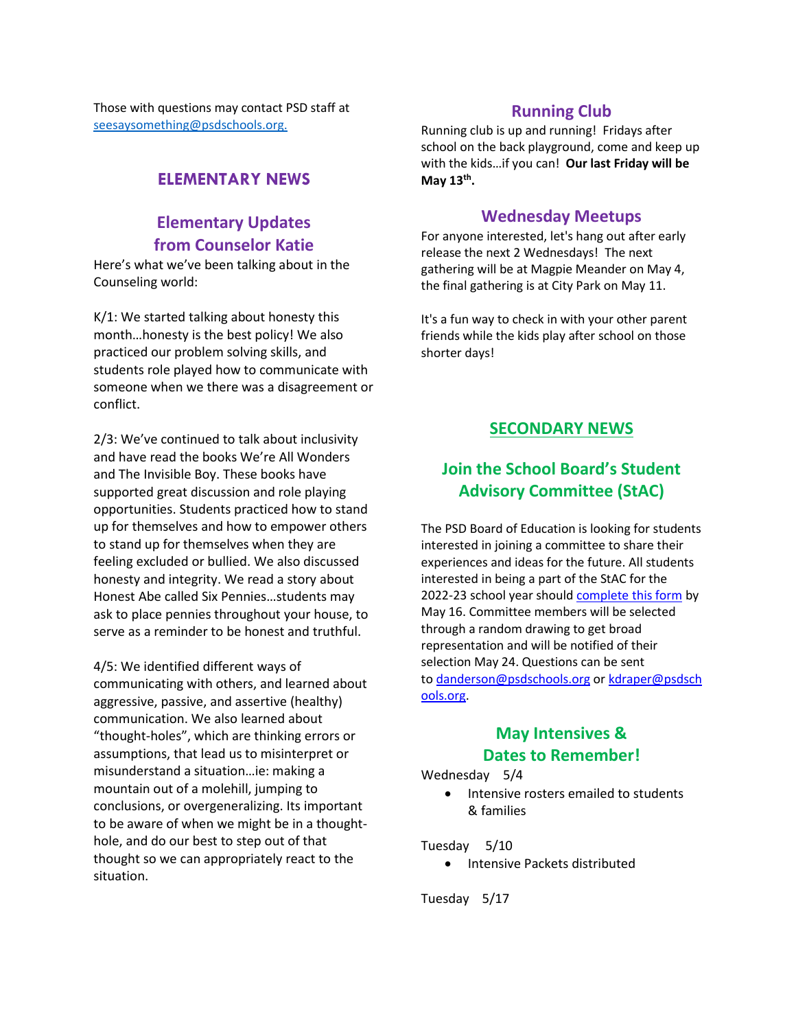Those with questions may contact PSD staff at [seesaysomething@psdschools.org.](mailto:seesaysomething@psdschools.org)

## ELEMENTARY NEWS

### Elementary Updates from Counselor Katie

Here's what we've been talking about in the Counseling world:

K/1: We started talking about honesty this month…honesty is the best policy! We also practiced our problem solving skills, and students role played how to communicate with someone when we there was a disagreement or conflict.

2/3: We've continued to talk about inclusivity and have read the books We're All Wonders and The Invisible Boy. These books have supported great discussion and role playing opportunities. Students practiced how to stand up for themselves and how to empower others to stand up for themselves when they are feeling excluded or bullied. We also discussed honesty and integrity. We read a story about Honest Abe called Six Pennies…students may ask to place pennies throughout your house, to serve as a reminder to be honest and truthful.

4/5: We identified different ways of communicating with others, and learned about aggressive, passive, and assertive (healthy) communication. We also learned about "thought-holes", which are thinking errors or assumptions, that lead us to misinterpret or misunderstand a situation…ie: making a mountain out of a molehill, jumping to conclusions, or overgeneralizing. Its important to be aware of when we might be in a thought-hole, and do our best to step out of that thought so we can appropriately react to the situation.

### Running Club

Running club is up and running! Fridays after school on the back playground, come and keep up with the kids…if you can! **Our last Friday will be May 13th.**

### Wednesday Meetups

For anyone interested, let's hang out after early release the next 2 Wednesdays! The next gathering will be at Magpie Meander on May 4, the final gathering is at City Park on May 11.

It's a fun way to check in with your other parent friends while the kids play after school on those shorter days!

## SECONDARY NEWS

### Join the School Board's Student Advisory Committee (StAC)

The PSD Board of Education is looking for students interested in joining a committee to share their experiences and ideas for the future. All students interested in being a part of the StAC for the 2022-23 school year should complete this form by May 16. Committee members will be selected through a random drawing to get broad representation and will be notified of their selection May 24. Questions can be sent to [danderson@psdschools.org](mailto:danderson@psdschools.org) or [kdraper@psdschools.org](mailto:kdraper@psdschools.org).

### May Intensives & Dates to Remember!

Wednesday 5/4

- Intensive rosters emailed to students & families

Tuesday 5/10

- Intensive Packets distributed

Tuesday 5/17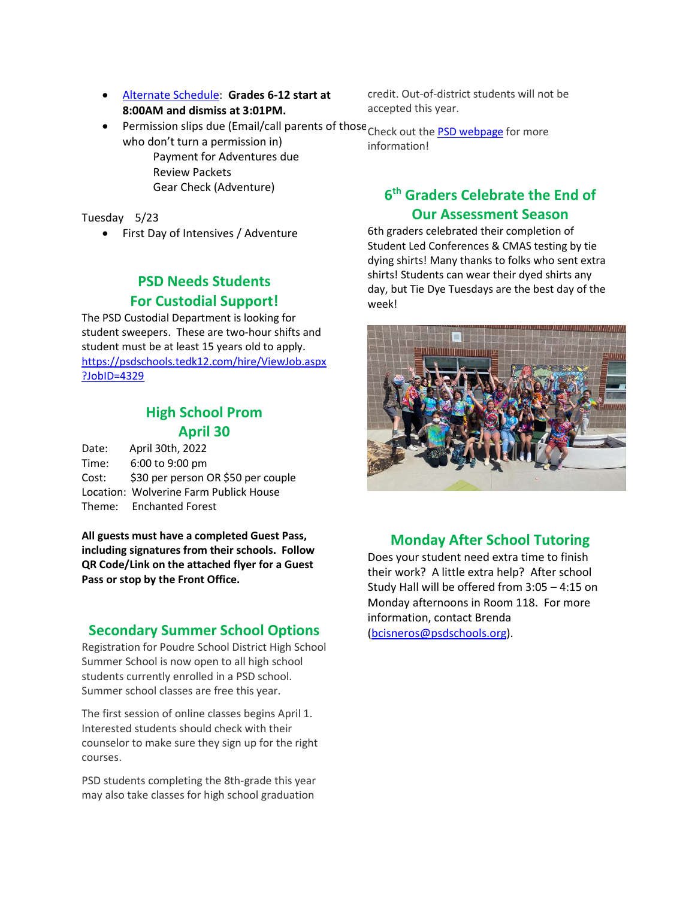- [Alternate Schedule](): **Grades 6-12 start at 8:00AM and dismiss at 3:01PM.**
- Permission slips due (Email/call parents of those who don't turn a permission in)

  Payment for Adventures due

  Review Packets

  Gear Check (Adventure)

Tuesday 5/23

- First Day of Intensives / Adventure

## PSD Needs Students For Custodial Support!

The PSD Custodial Department is looking for student sweepers. These are two-hour shifts and student must be at least 15 years old to apply. [https://psdschools.tedk12.com/hire/ViewJob.aspx?JobID=4329](https://psdschools.tedk12.com/hire/ViewJob.aspx?JobID=4329)

## High School Prom April 30

Date: April 30th, 2022
Time: 6:00 to 9:00 pm
Cost: $30 per person OR $50 per couple
Location: Wolverine Farm Publick House
Theme: Enchanted Forest

**All guests must have a completed Guest Pass, including signatures from their schools. Follow QR Code/Link on the attached flyer for a Guest Pass or stop by the Front Office.**

## Secondary Summer School Options

Registration for Poudre School District High School Summer School is now open to all high school students currently enrolled in a PSD school. Summer school classes are free this year.

The first session of online classes begins April 1. Interested students should check with their counselor to make sure they sign up for the right courses.

PSD students completing the 8th-grade this year may also take classes for high school graduation credit. Out-of-district students will not be accepted this year.

Check out the [PSD webpage]() for more information!

## 6th Graders Celebrate the End of Our Assessment Season

6th graders celebrated their completion of Student Led Conferences & CMAS testing by tie dying shirts! Many thanks to folks who sent extra shirts! Students can wear their dyed shirts any day, but Tie Dye Tuesdays are the best day of the week!

## Monday After School Tutoring

Does your student need extra time to finish their work? A little extra help? After school Study Hall will be offered from 3:05 – 4:15 on Monday afternoons in Room 118. For more information, contact Brenda ([bcisneros@psdschools.org](mailto:bcisneros@psdschools.org)).